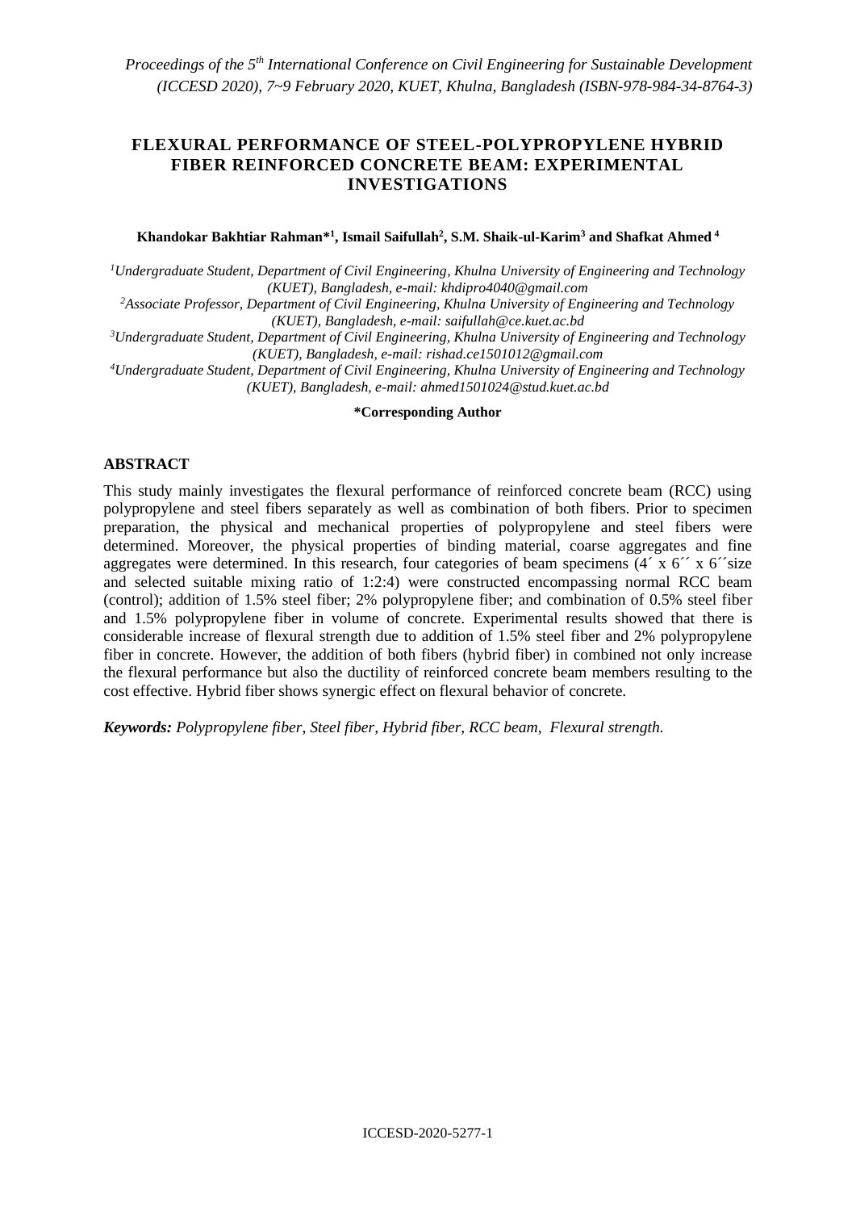# FLEXURAL PERFORMANCE OF STEEL-POLYPROPYLENE HYBRID FIBER REINFORCED CONCRETE BEAM: EXPERIMENTAL INVESTIGATIONS

**Khandokar Bakhtiar Rahman*[1], Ismail Saifullah[2], S.M. Shaik-ul-Karim[3] and Shafkat Ahmed [4]**

*[1]Undergraduate Student, Department of Civil Engineering, Khulna University of Engineering and Technology (KUET), Bangladesh, e-mail: khdipro4040@gmail.com*

*[2]Associate Professor, Department of Civil Engineering, Khulna University of Engineering and Technology (KUET), Bangladesh, e-mail: saifullah@ce.kuet.ac.bd*

*[3]Undergraduate Student, Department of Civil Engineering, Khulna University of Engineering and Technology (KUET), Bangladesh, e-mail: rishad.ce1501012@gmail.com*

*[4]Undergraduate Student, Department of Civil Engineering, Khulna University of Engineering and Technology (KUET), Bangladesh, e-mail: ahmed1501024@stud.kuet.ac.bd*

**\*Corresponding Author**

## ABSTRACT

This study mainly investigates the flexural performance of reinforced concrete beam (RCC) using polypropylene and steel fibers separately as well as combination of both fibers. Prior to specimen preparation, the physical and mechanical properties of polypropylene and steel fibers were determined. Moreover, the physical properties of binding material, coarse aggregates and fine aggregates were determined. In this research, four categories of beam specimens (4´ x 6´´ x 6´´size and selected suitable mixing ratio of 1:2:4) were constructed encompassing normal RCC beam (control); addition of 1.5% steel fiber; 2% polypropylene fiber; and combination of 0.5% steel fiber and 1.5% polypropylene fiber in volume of concrete. Experimental results showed that there is considerable increase of flexural strength due to addition of 1.5% steel fiber and 2% polypropylene fiber in concrete. However, the addition of both fibers (hybrid fiber) in combined not only increase the flexural performance but also the ductility of reinforced concrete beam members resulting to the cost effective. Hybrid fiber shows synergic effect on flexural behavior of concrete.

***Keywords:*** *Polypropylene fiber, Steel fiber, Hybrid fiber, RCC beam, Flexural strength.*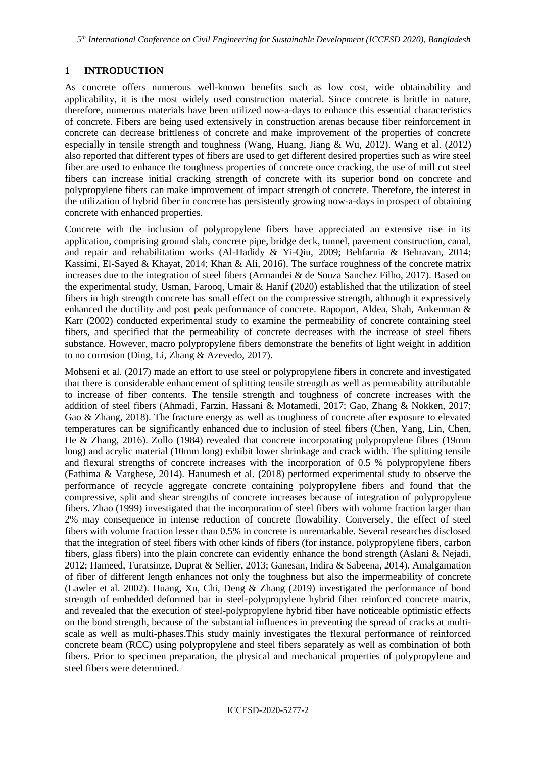## 1 INTRODUCTION

As concrete offers numerous well-known benefits such as low cost, wide obtainability and applicability, it is the most widely used construction material. Since concrete is brittle in nature, therefore, numerous materials have been utilized now-a-days to enhance this essential characteristics of concrete. Fibers are being used extensively in construction arenas because fiber reinforcement in concrete can decrease brittleness of concrete and make improvement of the properties of concrete especially in tensile strength and toughness (Wang, Huang, Jiang & Wu, 2012). Wang et al. (2012) also reported that different types of fibers are used to get different desired properties such as wire steel fiber are used to enhance the toughness properties of concrete once cracking, the use of mill cut steel fibers can increase initial cracking strength of concrete with its superior bond on concrete and polypropylene fibers can make improvement of impact strength of concrete. Therefore, the interest in the utilization of hybrid fiber in concrete has persistently growing now-a-days in prospect of obtaining concrete with enhanced properties.

Concrete with the inclusion of polypropylene fibers have appreciated an extensive rise in its application, comprising ground slab, concrete pipe, bridge deck, tunnel, pavement construction, canal, and repair and rehabilitation works (Al-Hadidy & Yi-Qiu, 2009; Behfarnia & Behravan, 2014; Kassimi, El-Sayed & Khayat, 2014; Khan & Ali, 2016). The surface roughness of the concrete matrix increases due to the integration of steel fibers (Armandei & de Souza Sanchez Filho, 2017). Based on the experimental study, Usman, Farooq, Umair & Hanif (2020) established that the utilization of steel fibers in high strength concrete has small effect on the compressive strength, although it expressively enhanced the ductility and post peak performance of concrete. Rapoport, Aldea, Shah, Ankenman & Karr (2002) conducted experimental study to examine the permeability of concrete containing steel fibers, and specified that the permeability of concrete decreases with the increase of steel fibers substance. However, macro polypropylene fibers demonstrate the benefits of light weight in addition to no corrosion (Ding, Li, Zhang & Azevedo, 2017).

Mohseni et al. (2017) made an effort to use steel or polypropylene fibers in concrete and investigated that there is considerable enhancement of splitting tensile strength as well as permeability attributable to increase of fiber contents. The tensile strength and toughness of concrete increases with the addition of steel fibers (Ahmadi, Farzin, Hassani & Motamedi, 2017; Gao, Zhang & Nokken, 2017; Gao & Zhang, 2018). The fracture energy as well as toughness of concrete after exposure to elevated temperatures can be significantly enhanced due to inclusion of steel fibers (Chen, Yang, Lin, Chen, He & Zhang, 2016). Zollo (1984) revealed that concrete incorporating polypropylene fibres (19mm long) and acrylic material (10mm long) exhibit lower shrinkage and crack width. The splitting tensile and flexural strengths of concrete increases with the incorporation of 0.5 % polypropylene fibers (Fathima & Varghese, 2014). Hanumesh et al. (2018) performed experimental study to observe the performance of recycle aggregate concrete containing polypropylene fibers and found that the compressive, split and shear strengths of concrete increases because of integration of polypropylene fibers. Zhao (1999) investigated that the incorporation of steel fibers with volume fraction larger than 2% may consequence in intense reduction of concrete flowability. Conversely, the effect of steel fibers with volume fraction lesser than 0.5% in concrete is unremarkable. Several researches disclosed that the integration of steel fibers with other kinds of fibers (for instance, polypropylene fibers, carbon fibers, glass fibers) into the plain concrete can evidently enhance the bond strength (Aslani & Nejadi, 2012; Hameed, Turatsinze, Duprat & Sellier, 2013; Ganesan, Indira & Sabeena, 2014). Amalgamation of fiber of different length enhances not only the toughness but also the impermeability of concrete (Lawler et al. 2002). Huang, Xu, Chi, Deng & Zhang (2019) investigated the performance of bond strength of embedded deformed bar in steel-polypropylene hybrid fiber reinforced concrete matrix, and revealed that the execution of steel-polypropylene hybrid fiber have noticeable optimistic effects on the bond strength, because of the substantial influences in preventing the spread of cracks at multi-scale as well as multi-phases.This study mainly investigates the flexural performance of reinforced concrete beam (RCC) using polypropylene and steel fibers separately as well as combination of both fibers. Prior to specimen preparation, the physical and mechanical properties of polypropylene and steel fibers were determined.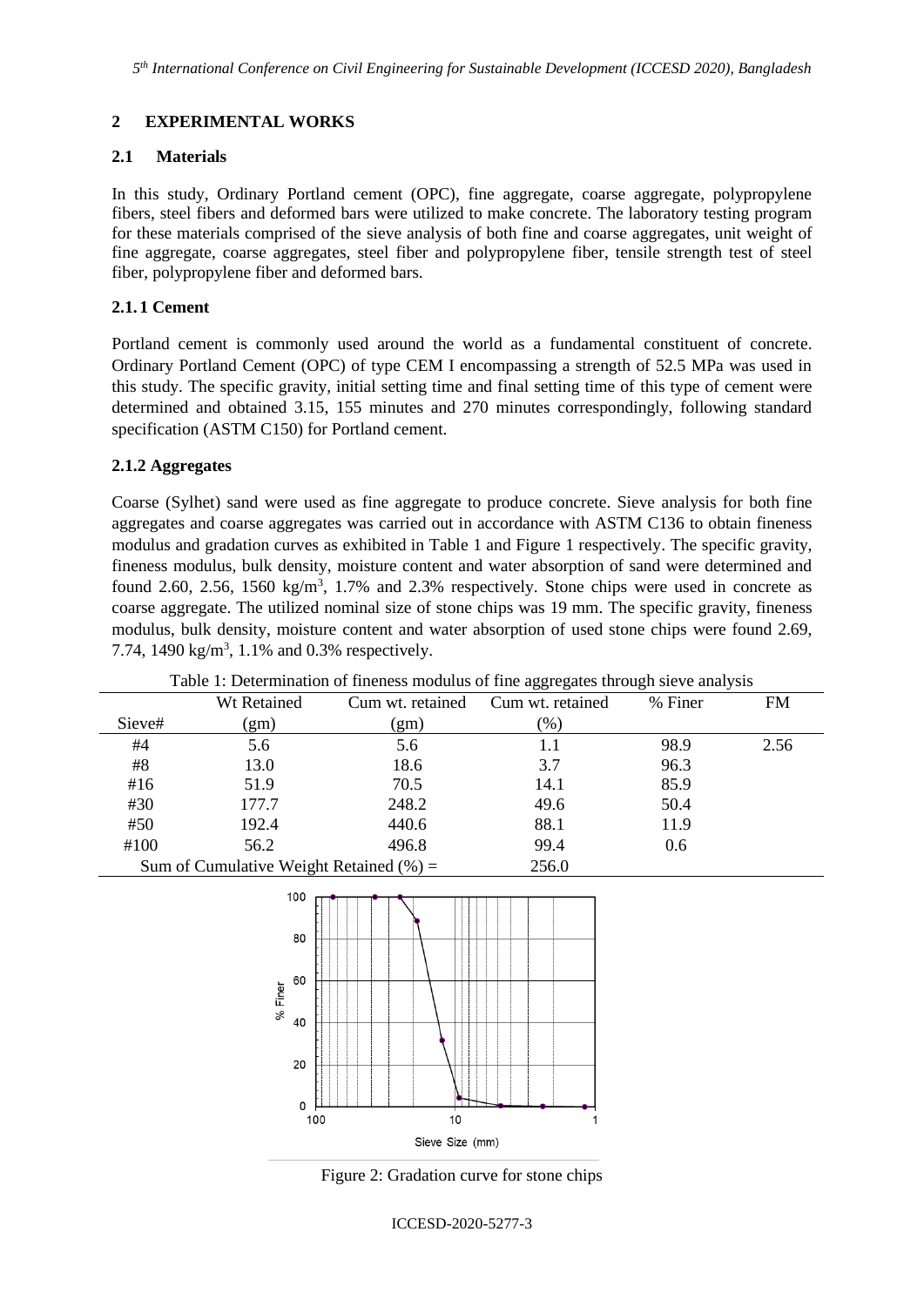## 2 EXPERIMENTAL WORKS

### 2.1 Materials

In this study, Ordinary Portland cement (OPC), fine aggregate, coarse aggregate, polypropylene fibers, steel fibers and deformed bars were utilized to make concrete. The laboratory testing program for these materials comprised of the sieve analysis of both fine and coarse aggregates, unit weight of fine aggregate, coarse aggregates, steel fiber and polypropylene fiber, tensile strength test of steel fiber, polypropylene fiber and deformed bars.

#### 2.1.1 Cement

Portland cement is commonly used around the world as a fundamental constituent of concrete. Ordinary Portland Cement (OPC) of type CEM I encompassing a strength of 52.5 MPa was used in this study. The specific gravity, initial setting time and final setting time of this type of cement were determined and obtained 3.15, 155 minutes and 270 minutes correspondingly, following standard specification (ASTM C150) for Portland cement.

#### 2.1.2 Aggregates

Coarse (Sylhet) sand were used as fine aggregate to produce concrete. Sieve analysis for both fine aggregates and coarse aggregates was carried out in accordance with ASTM C136 to obtain fineness modulus and gradation curves as exhibited in Table 1 and Figure 1 respectively. The specific gravity, fineness modulus, bulk density, moisture content and water absorption of sand were determined and found 2.60, 2.56, 1560 kg/m$^3$, 1.7% and 2.3% respectively. Stone chips were used in concrete as coarse aggregate. The utilized nominal size of stone chips was 19 mm. The specific gravity, fineness modulus, bulk density, moisture content and water absorption of used stone chips were found 2.69, 7.74, 1490 kg/m$^3$, 1.1% and 0.3% respectively.

Table 1: Determination of fineness modulus of fine aggregates through sieve analysis

| Sieve# | Wt Retained (gm) | Cum wt. retained (gm) | Cum wt. retained (%) | % Finer | FM |
|---|---|---|---|---|---|
| #4 | 5.6 | 5.6 | 1.1 | 98.9 | 2.56 |
| #8 | 13.0 | 18.6 | 3.7 | 96.3 | |
| #16 | 51.9 | 70.5 | 14.1 | 85.9 | |
| #30 | 177.7 | 248.2 | 49.6 | 50.4 | |
| #50 | 192.4 | 440.6 | 88.1 | 11.9 | |
| #100 | 56.2 | 496.8 | 99.4 | 0.6 | |
| Sum of Cumulative Weight Retained (%) = | | | 256.0 | | |

Figure 2: Gradation curve for stone chips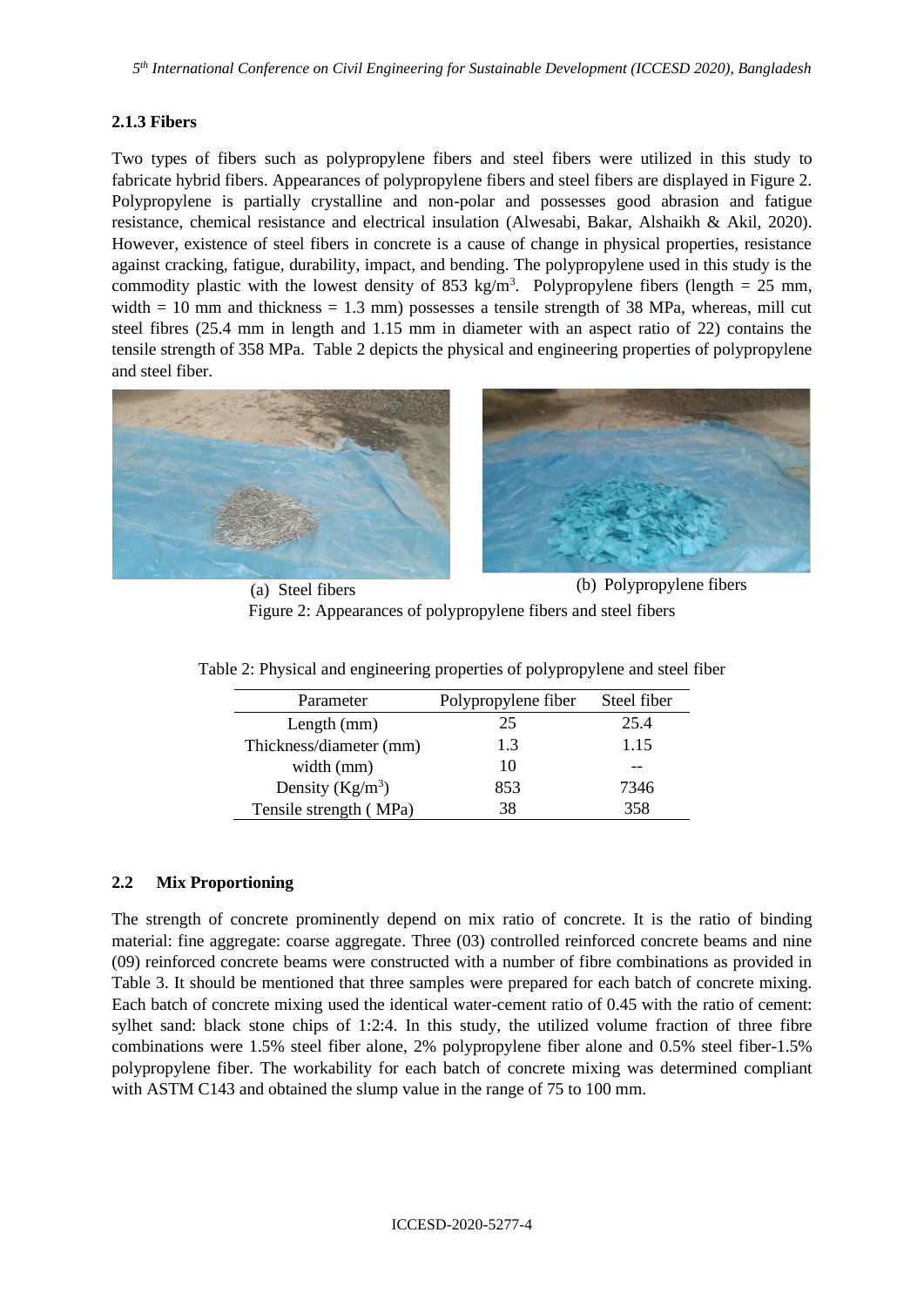### 2.1.3 Fibers

Two types of fibers such as polypropylene fibers and steel fibers were utilized in this study to fabricate hybrid fibers. Appearances of polypropylene fibers and steel fibers are displayed in Figure 2. Polypropylene is partially crystalline and non-polar and possesses good abrasion and fatigue resistance, chemical resistance and electrical insulation (Alwesabi, Bakar, Alshaikh & Akil, 2020). However, existence of steel fibers in concrete is a cause of change in physical properties, resistance against cracking, fatigue, durability, impact, and bending. The polypropylene used in this study is the commodity plastic with the lowest density of 853 kg/m$^3$. Polypropylene fibers (length = 25 mm, width = 10 mm and thickness = 1.3 mm) possesses a tensile strength of 38 MPa, whereas, mill cut steel fibres (25.4 mm in length and 1.15 mm in diameter with an aspect ratio of 22) contains the tensile strength of 358 MPa. Table 2 depicts the physical and engineering properties of polypropylene and steel fiber.

(a) Steel fibers (b) Polypropylene fibers

Figure 2: Appearances of polypropylene fibers and steel fibers

Table 2: Physical and engineering properties of polypropylene and steel fiber

| Parameter | Polypropylene fiber | Steel fiber |
|---|---|---|
| Length (mm) | 25 | 25.4 |
| Thickness/diameter (mm) | 1.3 | 1.15 |
| width (mm) | 10 | -- |
| Density (Kg/m$^3$) | 853 | 7346 |
| Tensile strength ( MPa) | 38 | 358 |

## 2.2 Mix Proportioning

The strength of concrete prominently depend on mix ratio of concrete. It is the ratio of binding material: fine aggregate: coarse aggregate. Three (03) controlled reinforced concrete beams and nine (09) reinforced concrete beams were constructed with a number of fibre combinations as provided in Table 3. It should be mentioned that three samples were prepared for each batch of concrete mixing. Each batch of concrete mixing used the identical water-cement ratio of 0.45 with the ratio of cement: sylhet sand: black stone chips of 1:2:4. In this study, the utilized volume fraction of three fibre combinations were 1.5% steel fiber alone, 2% polypropylene fiber alone and 0.5% steel fiber-1.5% polypropylene fiber. The workability for each batch of concrete mixing was determined compliant with ASTM C143 and obtained the slump value in the range of 75 to 100 mm.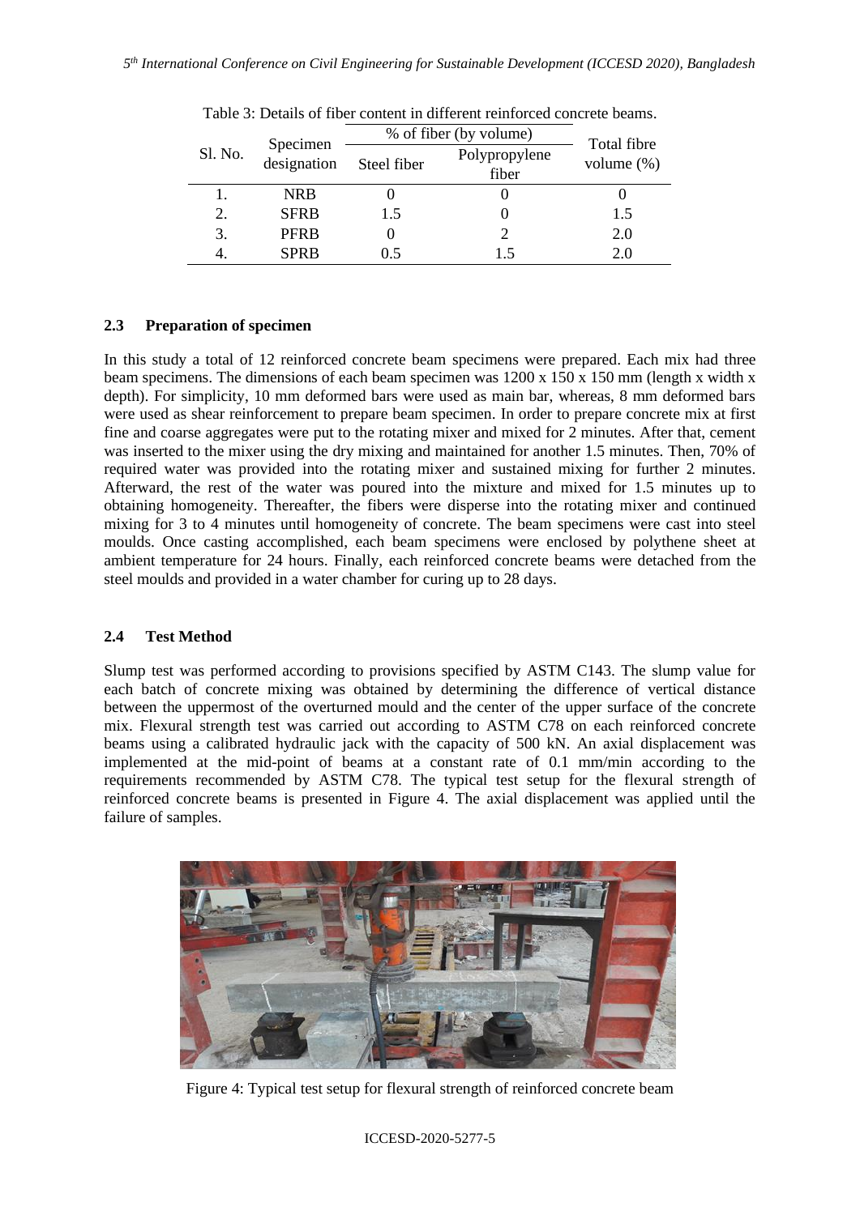Table 3: Details of fiber content in different reinforced concrete beams.

| Sl. No. | Specimen designation | % of fiber (by volume) | | Total fibre volume (%) |
|---|---|---|---|---|
| | | Steel fiber | Polypropylene fiber | |
| 1. | NRB | 0 | 0 | 0 |
| 2. | SFRB | 1.5 | 0 | 1.5 |
| 3. | PFRB | 0 | 2 | 2.0 |
| 4. | SPRB | 0.5 | 1.5 | 2.0 |

### 2.3 Preparation of specimen

In this study a total of 12 reinforced concrete beam specimens were prepared. Each mix had three beam specimens. The dimensions of each beam specimen was 1200 x 150 x 150 mm (length x width x depth). For simplicity, 10 mm deformed bars were used as main bar, whereas, 8 mm deformed bars were used as shear reinforcement to prepare beam specimen. In order to prepare concrete mix at first fine and coarse aggregates were put to the rotating mixer and mixed for 2 minutes. After that, cement was inserted to the mixer using the dry mixing and maintained for another 1.5 minutes. Then, 70% of required water was provided into the rotating mixer and sustained mixing for further 2 minutes. Afterward, the rest of the water was poured into the mixture and mixed for 1.5 minutes up to obtaining homogeneity. Thereafter, the fibers were disperse into the rotating mixer and continued mixing for 3 to 4 minutes until homogeneity of concrete. The beam specimens were cast into steel moulds. Once casting accomplished, each beam specimens were enclosed by polythene sheet at ambient temperature for 24 hours. Finally, each reinforced concrete beams were detached from the steel moulds and provided in a water chamber for curing up to 28 days.

### 2.4 Test Method

Slump test was performed according to provisions specified by ASTM C143. The slump value for each batch of concrete mixing was obtained by determining the difference of vertical distance between the uppermost of the overturned mould and the center of the upper surface of the concrete mix. Flexural strength test was carried out according to ASTM C78 on each reinforced concrete beams using a calibrated hydraulic jack with the capacity of 500 kN. An axial displacement was implemented at the mid-point of beams at a constant rate of 0.1 mm/min according to the requirements recommended by ASTM C78. The typical test setup for the flexural strength of reinforced concrete beams is presented in Figure 4. The axial displacement was applied until the failure of samples.

Figure 4: Typical test setup for flexural strength of reinforced concrete beam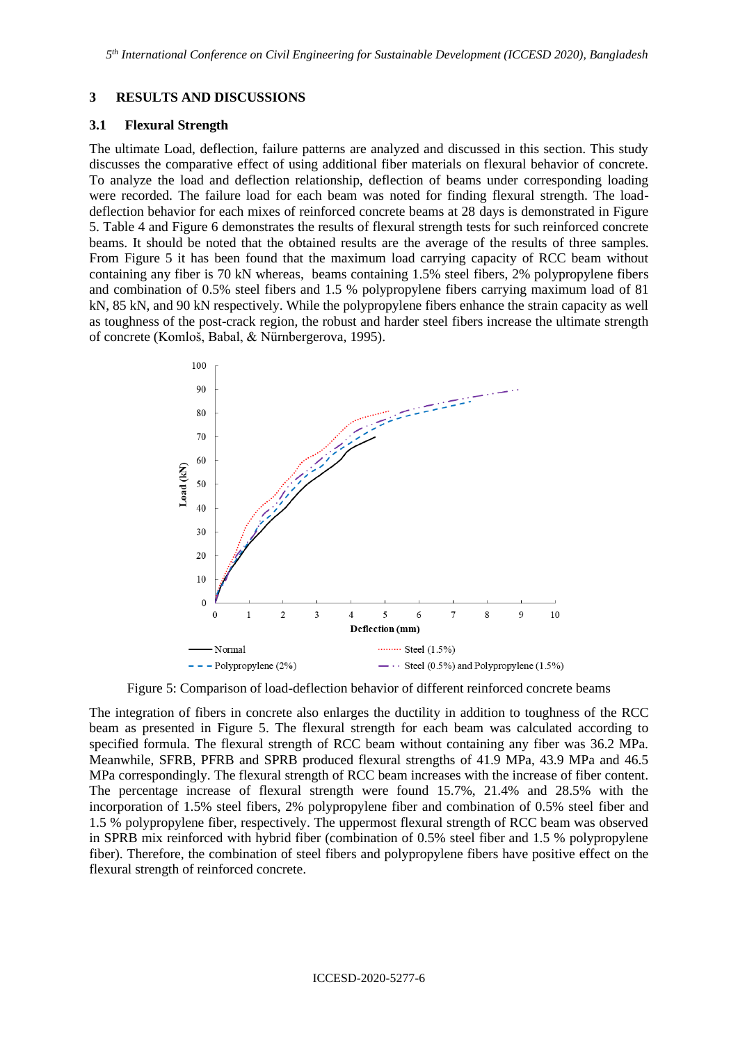## 3 RESULTS AND DISCUSSIONS

### 3.1 Flexural Strength

The ultimate Load, deflection, failure patterns are analyzed and discussed in this section. This study discusses the comparative effect of using additional fiber materials on flexural behavior of concrete. To analyze the load and deflection relationship, deflection of beams under corresponding loading were recorded. The failure load for each beam was noted for finding flexural strength. The load-deflection behavior for each mixes of reinforced concrete beams at 28 days is demonstrated in Figure 5. Table 4 and Figure 6 demonstrates the results of flexural strength tests for such reinforced concrete beams. It should be noted that the obtained results are the average of the results of three samples. From Figure 5 it has been found that the maximum load carrying capacity of RCC beam without containing any fiber is 70 kN whereas, beams containing 1.5% steel fibers, 2% polypropylene fibers and combination of 0.5% steel fibers and 1.5 % polypropylene fibers carrying maximum load of 81 kN, 85 kN, and 90 kN respectively. While the polypropylene fibers enhance the strain capacity as well as toughness of the post-crack region, the robust and harder steel fibers increase the ultimate strength of concrete (Komloš, Babal, & Nürnbergerova, 1995).

Figure 5: Comparison of load-deflection behavior of different reinforced concrete beams

The integration of fibers in concrete also enlarges the ductility in addition to toughness of the RCC beam as presented in Figure 5. The flexural strength for each beam was calculated according to specified formula. The flexural strength of RCC beam without containing any fiber was 36.2 MPa. Meanwhile, SFRB, PFRB and SPRB produced flexural strengths of 41.9 MPa, 43.9 MPa and 46.5 MPa correspondingly. The flexural strength of RCC beam increases with the increase of fiber content. The percentage increase of flexural strength were found 15.7%, 21.4% and 28.5% with the incorporation of 1.5% steel fibers, 2% polypropylene fiber and combination of 0.5% steel fiber and 1.5 % polypropylene fiber, respectively. The uppermost flexural strength of RCC beam was observed in SPRB mix reinforced with hybrid fiber (combination of 0.5% steel fiber and 1.5 % polypropylene fiber). Therefore, the combination of steel fibers and polypropylene fibers have positive effect on the flexural strength of reinforced concrete.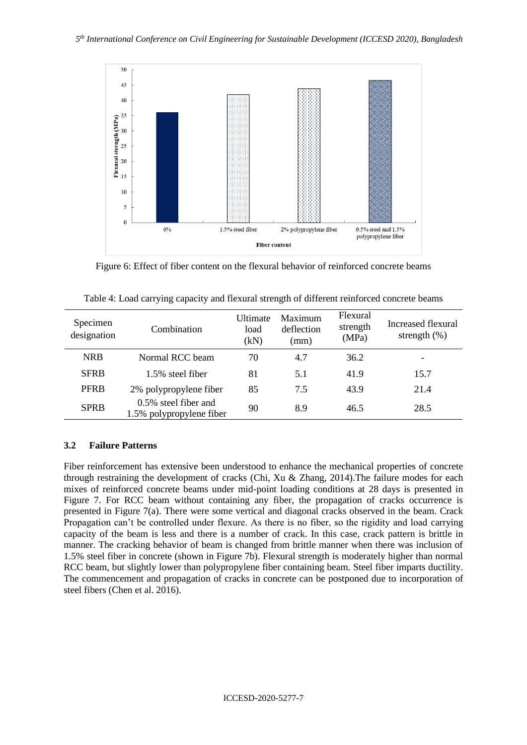Figure 6: Effect of fiber content on the flexural behavior of reinforced concrete beams

Table 4: Load carrying capacity and flexural strength of different reinforced concrete beams

| Specimen designation | Combination | Ultimate load (kN) | Maximum deflection (mm) | Flexural strength (MPa) | Increased flexural strength (%) |
|---|---|---|---|---|---|
| NRB | Normal RCC beam | 70 | 4.7 | 36.2 | - |
| SFRB | 1.5% steel fiber | 81 | 5.1 | 41.9 | 15.7 |
| PFRB | 2% polypropylene fiber | 85 | 7.5 | 43.9 | 21.4 |
| SPRB | 0.5% steel fiber and 1.5% polypropylene fiber | 90 | 8.9 | 46.5 | 28.5 |

### 3.2 Failure Patterns

Fiber reinforcement has extensive been understood to enhance the mechanical properties of concrete through restraining the development of cracks (Chi, Xu & Zhang, 2014).The failure modes for each mixes of reinforced concrete beams under mid-point loading conditions at 28 days is presented in Figure 7. For RCC beam without containing any fiber, the propagation of cracks occurrence is presented in Figure 7(a). There were some vertical and diagonal cracks observed in the beam. Crack Propagation can't be controlled under flexure. As there is no fiber, so the rigidity and load carrying capacity of the beam is less and there is a number of crack. In this case, crack pattern is brittle in manner. The cracking behavior of beam is changed from brittle manner when there was inclusion of 1.5% steel fiber in concrete (shown in Figure 7b). Flexural strength is moderately higher than normal RCC beam, but slightly lower than polypropylene fiber containing beam. Steel fiber imparts ductility. The commencement and propagation of cracks in concrete can be postponed due to incorporation of steel fibers (Chen et al. 2016).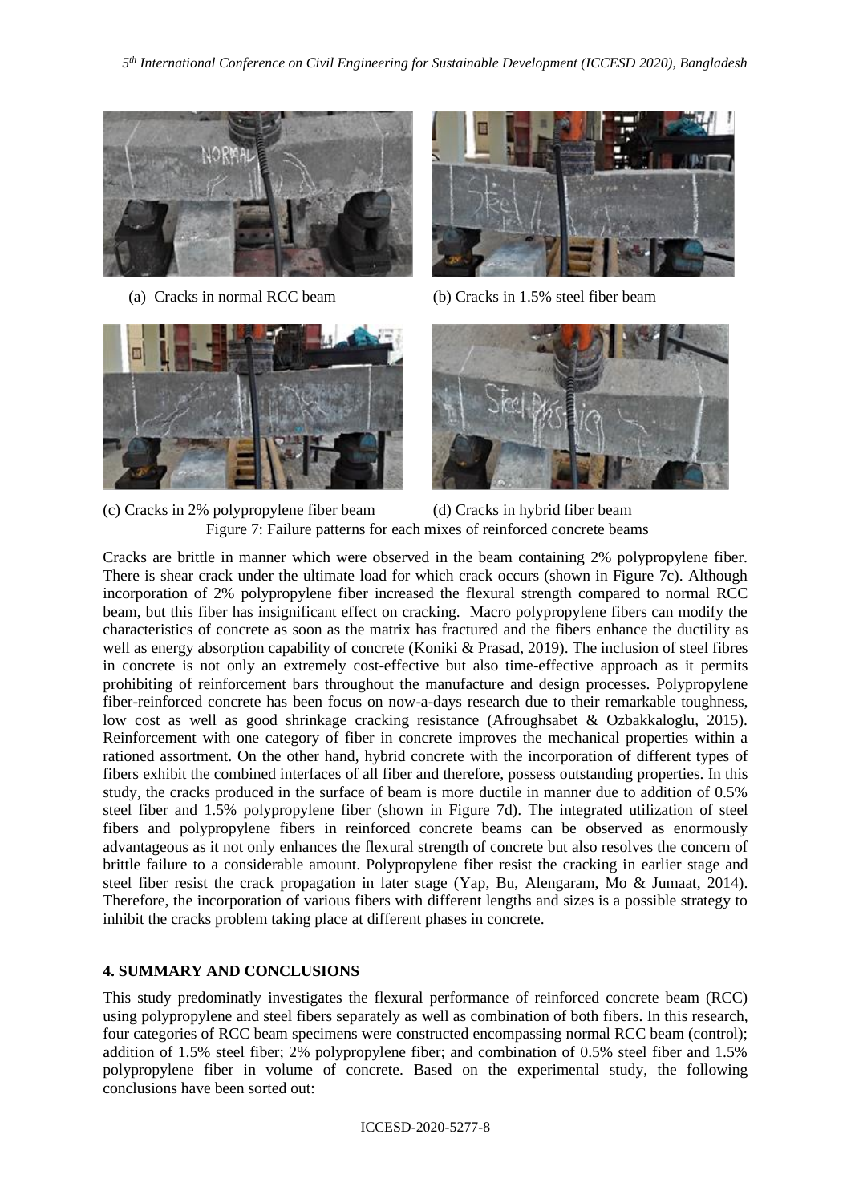(a) Cracks in normal RCC beam

(b) Cracks in 1.5% steel fiber beam

(c) Cracks in 2% polypropylene fiber beam

(d) Cracks in hybrid fiber beam

Figure 7: Failure patterns for each mixes of reinforced concrete beams

Cracks are brittle in manner which were observed in the beam containing 2% polypropylene fiber. There is shear crack under the ultimate load for which crack occurs (shown in Figure 7c). Although incorporation of 2% polypropylene fiber increased the flexural strength compared to normal RCC beam, but this fiber has insignificant effect on cracking. Macro polypropylene fibers can modify the characteristics of concrete as soon as the matrix has fractured and the fibers enhance the ductility as well as energy absorption capability of concrete (Koniki & Prasad, 2019). The inclusion of steel fibres in concrete is not only an extremely cost-effective but also time-effective approach as it permits prohibiting of reinforcement bars throughout the manufacture and design processes. Polypropylene fiber-reinforced concrete has been focus on now-a-days research due to their remarkable toughness, low cost as well as good shrinkage cracking resistance (Afroughsabet & Ozbakkaloglu, 2015). Reinforcement with one category of fiber in concrete improves the mechanical properties within a rationed assortment. On the other hand, hybrid concrete with the incorporation of different types of fibers exhibit the combined interfaces of all fiber and therefore, possess outstanding properties. In this study, the cracks produced in the surface of beam is more ductile in manner due to addition of 0.5% steel fiber and 1.5% polypropylene fiber (shown in Figure 7d). The integrated utilization of steel fibers and polypropylene fibers in reinforced concrete beams can be observed as enormously advantageous as it not only enhances the flexural strength of concrete but also resolves the concern of brittle failure to a considerable amount. Polypropylene fiber resist the cracking in earlier stage and steel fiber resist the crack propagation in later stage (Yap, Bu, Alengaram, Mo & Jumaat, 2014). Therefore, the incorporation of various fibers with different lengths and sizes is a possible strategy to inhibit the cracks problem taking place at different phases in concrete.

## 4. SUMMARY AND CONCLUSIONS

This study predominatly investigates the flexural performance of reinforced concrete beam (RCC) using polypropylene and steel fibers separately as well as combination of both fibers. In this research, four categories of RCC beam specimens were constructed encompassing normal RCC beam (control); addition of 1.5% steel fiber; 2% polypropylene fiber; and combination of 0.5% steel fiber and 1.5% polypropylene fiber in volume of concrete. Based on the experimental study, the following conclusions have been sorted out: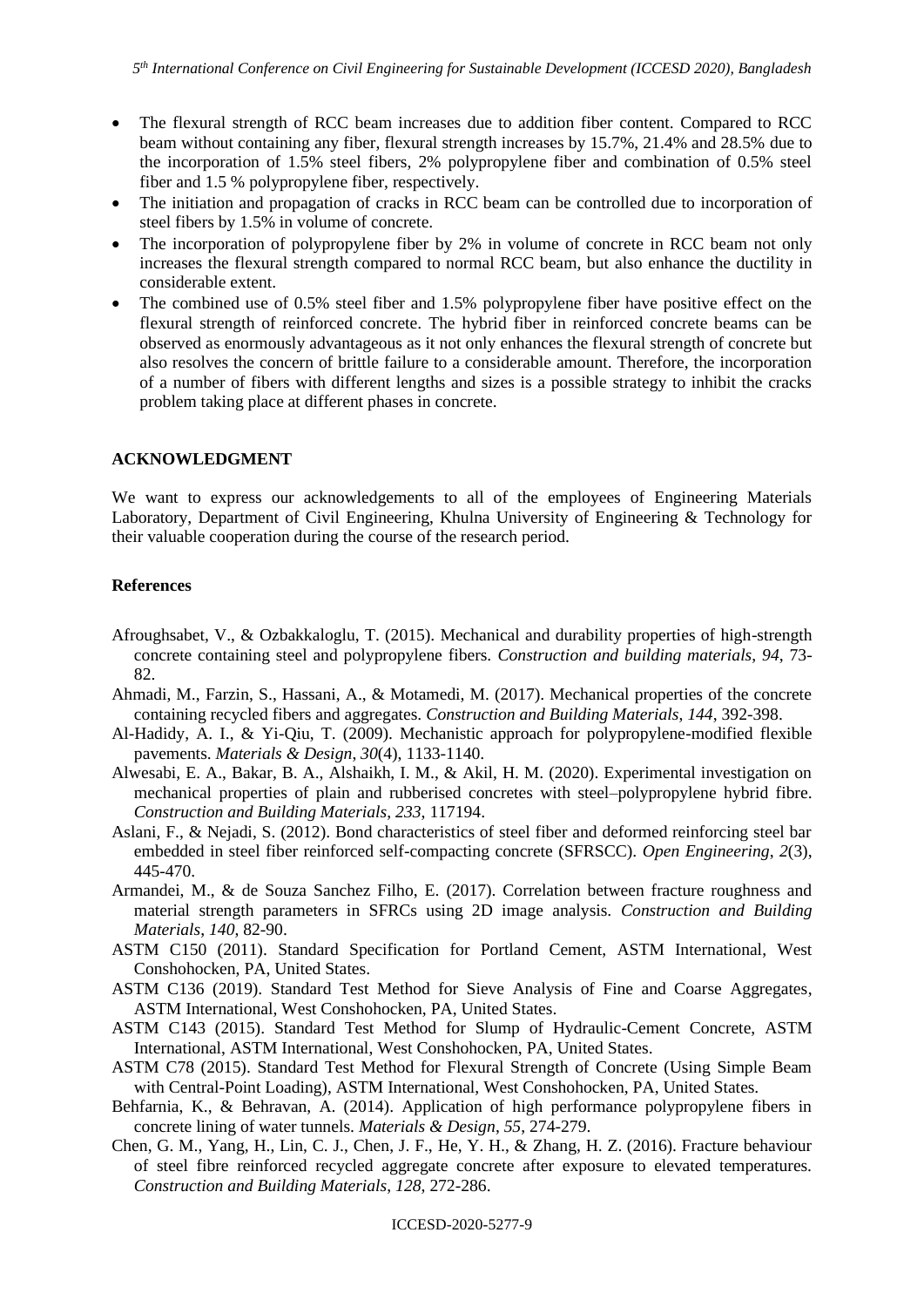- The flexural strength of RCC beam increases due to addition fiber content. Compared to RCC beam without containing any fiber, flexural strength increases by 15.7%, 21.4% and 28.5% due to the incorporation of 1.5% steel fibers, 2% polypropylene fiber and combination of 0.5% steel fiber and 1.5 % polypropylene fiber, respectively.
- The initiation and propagation of cracks in RCC beam can be controlled due to incorporation of steel fibers by 1.5% in volume of concrete.
- The incorporation of polypropylene fiber by 2% in volume of concrete in RCC beam not only increases the flexural strength compared to normal RCC beam, but also enhance the ductility in considerable extent.
- The combined use of 0.5% steel fiber and 1.5% polypropylene fiber have positive effect on the flexural strength of reinforced concrete. The hybrid fiber in reinforced concrete beams can be observed as enormously advantageous as it not only enhances the flexural strength of concrete but also resolves the concern of brittle failure to a considerable amount. Therefore, the incorporation of a number of fibers with different lengths and sizes is a possible strategy to inhibit the cracks problem taking place at different phases in concrete.

## ACKNOWLEDGMENT

We want to express our acknowledgements to all of the employees of Engineering Materials Laboratory, Department of Civil Engineering, Khulna University of Engineering & Technology for their valuable cooperation during the course of the research period.

## References

Afroughsabet, V., & Ozbakkaloglu, T. (2015). Mechanical and durability properties of high-strength concrete containing steel and polypropylene fibers. *Construction and building materials*, *94*, 73-82.

Ahmadi, M., Farzin, S., Hassani, A., & Motamedi, M. (2017). Mechanical properties of the concrete containing recycled fibers and aggregates. *Construction and Building Materials*, *144*, 392-398.

Al-Hadidy, A. I., & Yi-Qiu, T. (2009). Mechanistic approach for polypropylene-modified flexible pavements. *Materials & Design*, *30*(4), 1133-1140.

Alwesabi, E. A., Bakar, B. A., Alshaikh, I. M., & Akil, H. M. (2020). Experimental investigation on mechanical properties of plain and rubberised concretes with steel–polypropylene hybrid fibre. *Construction and Building Materials*, *233*, 117194.

Aslani, F., & Nejadi, S. (2012). Bond characteristics of steel fiber and deformed reinforcing steel bar embedded in steel fiber reinforced self-compacting concrete (SFRSCC). *Open Engineering*, *2*(3), 445-470.

Armandei, M., & de Souza Sanchez Filho, E. (2017). Correlation between fracture roughness and material strength parameters in SFRCs using 2D image analysis. *Construction and Building Materials*, *140*, 82-90.

ASTM C150 (2011). Standard Specification for Portland Cement, ASTM International, West Conshohocken, PA, United States.

ASTM C136 (2019). Standard Test Method for Sieve Analysis of Fine and Coarse Aggregates, ASTM International, West Conshohocken, PA, United States.

ASTM C143 (2015). Standard Test Method for Slump of Hydraulic-Cement Concrete, ASTM International, ASTM International, West Conshohocken, PA, United States.

ASTM C78 (2015). Standard Test Method for Flexural Strength of Concrete (Using Simple Beam with Central-Point Loading), ASTM International, West Conshohocken, PA, United States.

Behfarnia, K., & Behravan, A. (2014). Application of high performance polypropylene fibers in concrete lining of water tunnels. *Materials & Design*, *55*, 274-279.

Chen, G. M., Yang, H., Lin, C. J., Chen, J. F., He, Y. H., & Zhang, H. Z. (2016). Fracture behaviour of steel fibre reinforced recycled aggregate concrete after exposure to elevated temperatures. *Construction and Building Materials*, *128*, 272-286.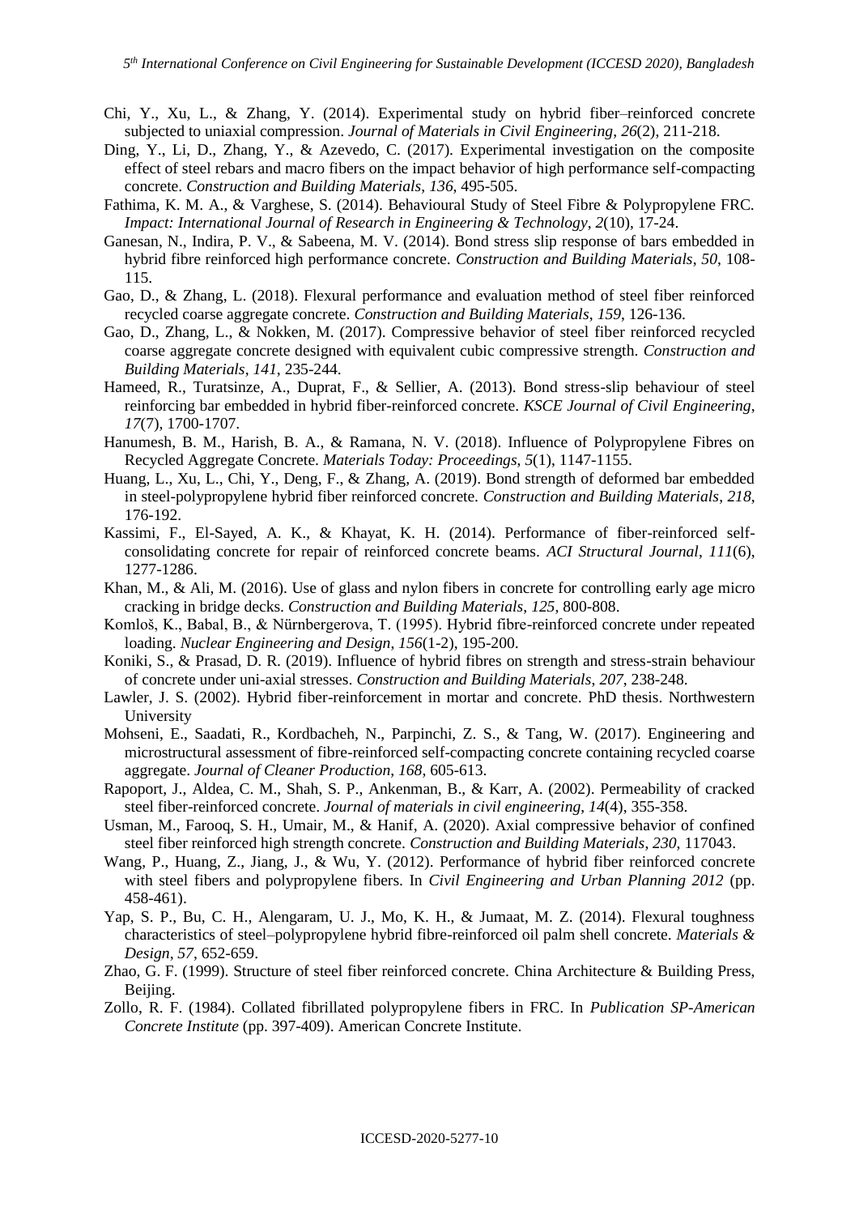Chi, Y., Xu, L., & Zhang, Y. (2014). Experimental study on hybrid fiber–reinforced concrete subjected to uniaxial compression. *Journal of Materials in Civil Engineering*, *26*(2), 211-218.

Ding, Y., Li, D., Zhang, Y., & Azevedo, C. (2017). Experimental investigation on the composite effect of steel rebars and macro fibers on the impact behavior of high performance self-compacting concrete. *Construction and Building Materials*, *136*, 495-505.

Fathima, K. M. A., & Varghese, S. (2014). Behavioural Study of Steel Fibre & Polypropylene FRC. *Impact: International Journal of Research in Engineering & Technology*, *2*(10), 17-24.

Ganesan, N., Indira, P. V., & Sabeena, M. V. (2014). Bond stress slip response of bars embedded in hybrid fibre reinforced high performance concrete. *Construction and Building Materials*, *50*, 108-115.

Gao, D., & Zhang, L. (2018). Flexural performance and evaluation method of steel fiber reinforced recycled coarse aggregate concrete. *Construction and Building Materials*, *159*, 126-136.

Gao, D., Zhang, L., & Nokken, M. (2017). Compressive behavior of steel fiber reinforced recycled coarse aggregate concrete designed with equivalent cubic compressive strength. *Construction and Building Materials*, *141*, 235-244.

Hameed, R., Turatsinze, A., Duprat, F., & Sellier, A. (2013). Bond stress-slip behaviour of steel reinforcing bar embedded in hybrid fiber-reinforced concrete. *KSCE Journal of Civil Engineering*, *17*(7), 1700-1707.

Hanumesh, B. M., Harish, B. A., & Ramana, N. V. (2018). Influence of Polypropylene Fibres on Recycled Aggregate Concrete. *Materials Today: Proceedings*, *5*(1), 1147-1155.

Huang, L., Xu, L., Chi, Y., Deng, F., & Zhang, A. (2019). Bond strength of deformed bar embedded in steel-polypropylene hybrid fiber reinforced concrete. *Construction and Building Materials*, *218*, 176-192.

Kassimi, F., El-Sayed, A. K., & Khayat, K. H. (2014). Performance of fiber-reinforced self-consolidating concrete for repair of reinforced concrete beams. *ACI Structural Journal*, *111*(6), 1277-1286.

Khan, M., & Ali, M. (2016). Use of glass and nylon fibers in concrete for controlling early age micro cracking in bridge decks. *Construction and Building Materials*, *125*, 800-808.

Komloš, K., Babal, B., & Nürnbergerova, T. (1995). Hybrid fibre-reinforced concrete under repeated loading. *Nuclear Engineering and Design*, *156*(1-2), 195-200.

Koniki, S., & Prasad, D. R. (2019). Influence of hybrid fibres on strength and stress-strain behaviour of concrete under uni-axial stresses. *Construction and Building Materials*, *207*, 238-248.

Lawler, J. S. (2002). Hybrid fiber-reinforcement in mortar and concrete. PhD thesis. Northwestern University

Mohseni, E., Saadati, R., Kordbacheh, N., Parpinchi, Z. S., & Tang, W. (2017). Engineering and microstructural assessment of fibre-reinforced self-compacting concrete containing recycled coarse aggregate. *Journal of Cleaner Production*, *168*, 605-613.

Rapoport, J., Aldea, C. M., Shah, S. P., Ankenman, B., & Karr, A. (2002). Permeability of cracked steel fiber-reinforced concrete. *Journal of materials in civil engineering*, *14*(4), 355-358.

Usman, M., Farooq, S. H., Umair, M., & Hanif, A. (2020). Axial compressive behavior of confined steel fiber reinforced high strength concrete. *Construction and Building Materials*, *230*, 117043.

Wang, P., Huang, Z., Jiang, J., & Wu, Y. (2012). Performance of hybrid fiber reinforced concrete with steel fibers and polypropylene fibers. In *Civil Engineering and Urban Planning 2012* (pp. 458-461).

Yap, S. P., Bu, C. H., Alengaram, U. J., Mo, K. H., & Jumaat, M. Z. (2014). Flexural toughness characteristics of steel–polypropylene hybrid fibre-reinforced oil palm shell concrete. *Materials & Design*, *57*, 652-659.

Zhao, G. F. (1999). Structure of steel fiber reinforced concrete. China Architecture & Building Press, Beijing.

Zollo, R. F. (1984). Collated fibrillated polypropylene fibers in FRC. In *Publication SP-American Concrete Institute* (pp. 397-409). American Concrete Institute.